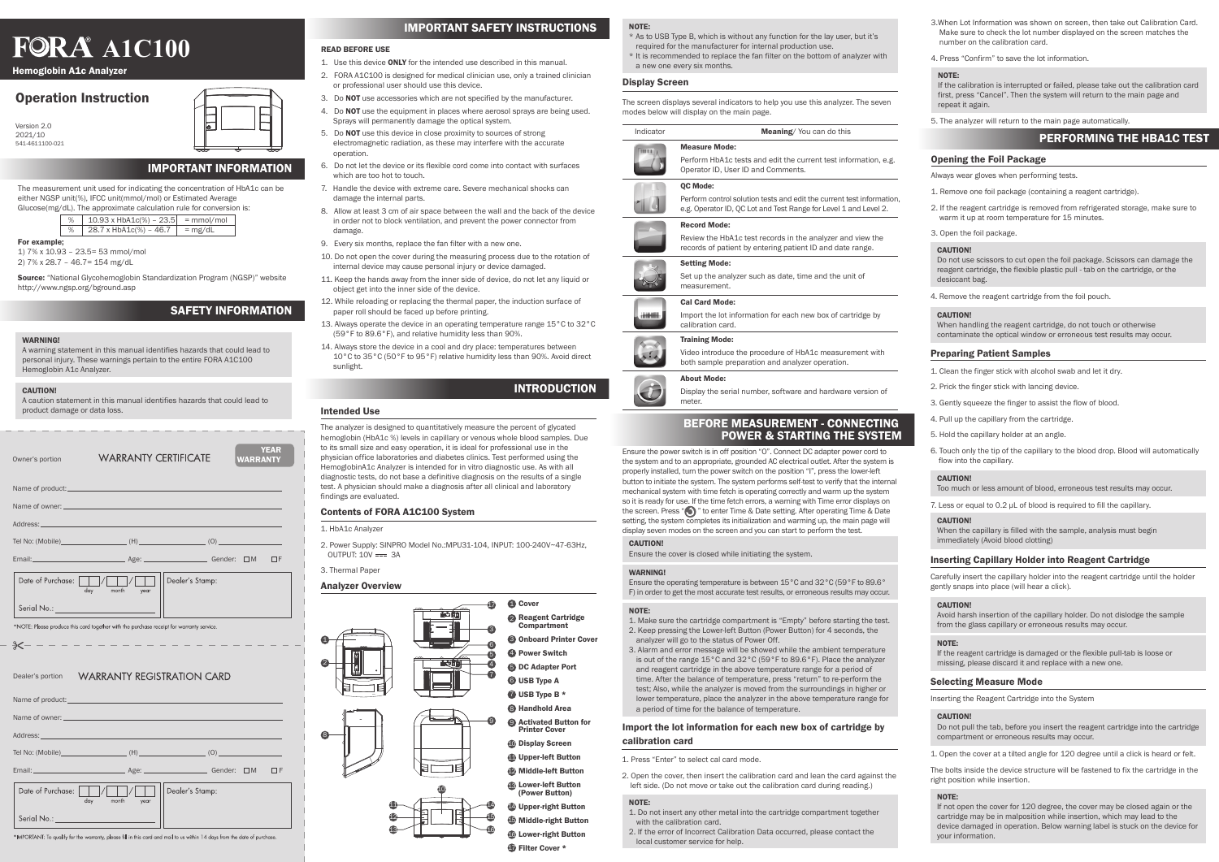# FORA® A1C100

**Hemoglobin A1c Analyzer**

## Operation Instruction

Version 2.0
2021/10
541-4611100-021

## IMPORTANT INFORMATION

The measurement unit used for indicating the concentration of HbA1c can be either NGSP unit(%), IFCC unit(mmol/mol) or Estimated Average Glucose(mg/dL). The approximate calculation rule for conversion is:

| % | 10.93 x HbA1c(%) – 23.5 | = mmol/mol |
|---|---|---|
| % | 28.7 x HbA1c(%) – 46.7 | = mg/dL |

**For example;**
1) 7% x 10.93 – 23.5= 53 mmol/mol
2) 7% x 28.7 – 46.7= 154 mg/dL

**Source:** "National Glycohemoglobin Standardization Program (NGSP)" website http://www.ngsp.org/bground.asp

## SAFETY INFORMATION

**WARNING!**
A warning statement in this manual identifies hazards that could lead to personal injury. These warnings pertain to the entire FORA A1C100 Hemoglobin A1c Analyzer.

**CAUTION!**
A caution statement in this manual identifies hazards that could lead to product damage or data loss.

Owner's portion — WARRANTY CERTIFICATE — YEAR WARRANTY

Name of product:
Name of owner:
Address:
Tel No: (Mobile) (H) (O)
Email: Age: Gender: ☐M ☐F
Date of Purchase: / / (day month year) Dealer's Stamp:
Serial No.:

*NOTE: Please produce this card together with the purchase receipt for warranty service.

Dealer's portion — WARRANTY REGISTRATION CARD

Name of product:
Name of owner:
Address:
Tel No: (Mobile) (H) (O)
Email: Age: Gender: ☐M ☐F
Date of Purchase: / / (day month year) Dealer's Stamp:
Serial No.:

*IMPORTANT: To qualify for the warranty, please fill in this card and mail to us within 14 days from the date of purchase.

## IMPORTANT SAFETY INSTRUCTIONS

**READ BEFORE USE**

1. Use this device **ONLY** for the intended use described in this manual.
2. FORA A1C100 is designed for medical clinician use, only a trained clinician or professional user should use this device.
3. Do **NOT** use accessories which are not specified by the manufacturer.
4. Do **NOT** use the equipment in places where aerosol sprays are being used. Sprays will permanently damage the optical system.
5. Do **NOT** use this device in close proximity to sources of strong electromagnetic radiation, as these may interfere with the accurate operation.
6. Do not let the device or its flexible cord come into contact with surfaces which are too hot to touch.
7. Handle the device with extreme care. Severe mechanical shocks can damage the internal parts.
8. Allow at least 3 cm of air space between the wall and the back of the device in order not to block ventilation, and prevent the power connector from damage.
9. Every six months, replace the fan filter with a new one.
10. Do not open the cover during the measuring process due to the rotation of internal device may cause personal injury or device damaged.
11. Keep the hands away from the inner side of device, do not let any liquid or object get into the inner side of the device.
12. While reloading or replacing the thermal paper, the induction surface of paper roll should be faced up before printing.
13. Always operate the device in an operating temperature range 15°C to 32°C (59°F to 89.6°F), and relative humidity less than 90%.
14. Always store the device in a cool and dry place: temperatures between 10°C to 35°C (50°F to 95°F) relative humidity less than 90%. Avoid direct sunlight.

## INTRODUCTION

### Intended Use

The analyzer is designed to quantitatively measure the percent of glycated hemoglobin (HbA1c %) levels in capillary or venous whole blood samples. Due to its small size and easy operation, it is ideal for professional use in the physician office laboratories and diabetes clinics. Test performed using the HemoglobinA1c Analyzer is intended for in vitro diagnostic use. As with all diagnostic tests, do not base a definitive diagnosis on the results of a single test. A physician should make a diagnosis after all clinical and laboratory findings are evaluated.

### Contents of FORA A1C100 System

1. HbA1c Analyzer
2. Power Supply: SINPRO Model No.:MPU31-104, INPUT: 100-240V~47-63Hz, OUTPUT: 10V ⎓ 3A
3. Thermal Paper

### Analyzer Overview

1. Cover
2. Reagent Cartridge Compartment
3. Onboard Printer Cover
4. Power Switch
5. DC Adapter Port
6. USB Type A
7. USB Type B *
8. Handhold Area
9. Activated Button for Printer Cover
10. Display Screen
11. Upper-left Button
12. Middle-left Button
13. Lower-left Button (Power Button)
14. Upper-right Button
15. Middle-right Button
16. Lower-right Button
17. Filter Cover *

**NOTE:**
* As to USB Type B, which is without any function for the lay user, but it's required for the manufacturer for internal production use.
* It is recommended to replace the fan filter on the bottom of analyzer with a new one every six months.

### Display Screen

The screen displays several indicators to help you use this analyzer. The seven modes below will display on the main page.

| Indicator | Meaning/ You can do this |
|---|---|
| | **Measure Mode:** Perform HbA1c tests and edit the current test information, e.g. Operator ID, User ID and Comments. |
| | **QC Mode:** Perform control solution tests and edit the current test information, e.g. Operator ID, QC Lot and Test Range for Level 1 and Level 2. |
| | **Record Mode:** Review the HbA1c test records in the analyzer and view the records of patient by entering patient ID and date range. |
| | **Setting Mode:** Set up the analyzer such as date, time and the unit of measurement. |
| | **Cal Card Mode:** Import the lot information for each new box of cartridge by calibration card. |
| | **Training Mode:** Video introduce the procedure of HbA1c measurement with both sample preparation and analyzer operation. |
| | **About Mode:** Display the serial number, software and hardware version of meter. |

## BEFORE MEASUREMENT - CONNECTING POWER & STARTING THE SYSTEM

Ensure the power switch is in off position "O". Connect DC adapter power cord to the system and to an appropriate, grounded AC electrical outlet. After the system is properly installed, turn the power switch on the position "I", press the lower-left button to initiate the system. The system performs self-test to verify that the internal mechanical system with time fetch is operating correctly and warm up the system so it is ready for use. If the time fetch errors, a warning with Time error displays on the screen. Press "⟳" to enter Time & Date setting. After operating Time & Date setting, the system completes its initialization and warming up, the main page will display seven modes on the screen and you can start to perform the test.

**CAUTION!**
Ensure the cover is closed while initiating the system.

**WARNING!**
Ensure the operating temperature is between 15°C and 32°C (59°F to 89.6°F) in order to get the most accurate test results, or erroneous results may occur.

**NOTE:**
1. Make sure the cartridge compartment is "Empty" before starting the test.
2. Keep pressing the Lower-left Button (Power Button) for 4 seconds, the analyzer will go to the status of Power Off.
3. Alarm and error message will be showed while the ambient temperature is out of the range 15°C and 32°C (59°F to 89.6°F). Place the analyzer and reagent cartridge in the above temperature range for a period of time. After the balance of temperature, press "return" to re-perform the test; Also, while the analyzer is moved from the surroundings in higher or lower temperature, place the analyzer in the above temperature range for a period of time for the balance of temperature.

### Import the lot information for each new box of cartridge by calibration card

1. Press "Enter" to select cal card mode.
2. Open the cover, then insert the calibration card and lean the card against the left side. (Do not move or take out the calibration card during reading.)

**NOTE:**
1. Do not insert any other metal into the cartridge compartment together with the calibration card.
2. If the error of Incorrect Calibration Data occurred, please contact the local customer service for help.

3. When Lot Information was shown on screen, then take out Calibration Card. Make sure to check the lot number displayed on the screen matches the number on the calibration card.
4. Press "Confirm" to save the lot information.

**NOTE:**
If the calibration is interrupted or failed, please take out the calibration card first, press "Cancel". Then the system will return to the main page and repeat it again.

5. The analyzer will return to the main page automatically.

## PERFORMING THE HBA1C TEST

### Opening the Foil Package

Always wear gloves when performing tests.

1. Remove one foil package (containing a reagent cartridge).
2. If the reagent cartridge is removed from refrigerated storage, make sure to warm it up at room temperature for 15 minutes.
3. Open the foil package.

**CAUTION!**
Do not use scissors to cut open the foil package. Scissors can damage the reagent cartridge, the flexible plastic pull - tab on the cartridge, or the desiccant bag.

4. Remove the reagent cartridge from the foil pouch.

**CAUTION!**
When handling the reagent cartridge, do not touch or otherwise contaminate the optical window or erroneous test results may occur.

### Preparing Patient Samples

1. Clean the finger stick with alcohol swab and let it dry.
2. Prick the finger stick with lancing device.
3. Gently squeeze the finger to assist the flow of blood.
4. Pull up the capillary from the cartridge.
5. Hold the capillary holder at an angle.
6. Touch only the tip of the capillary to the blood drop. Blood will automatically flow into the capillary.

**CAUTION!**
Too much or less amount of blood, erroneous test results may occur.

7. Less or equal to 0.2 µL of blood is required to fill the capillary.

**CAUTION!**
When the capillary is filled with the sample, analysis must begin immediately (Avoid blood clotting)

### Inserting Capillary Holder into Reagent Cartridge

Carefully insert the capillary holder into the reagent cartridge until the holder gently snaps into place (will hear a click).

**CAUTION!**
Avoid harsh insertion of the capillary holder. Do not dislodge the sample from the glass capillary or erroneous results may occur.

**NOTE:**
If the reagent cartridge is damaged or the flexible pull-tab is loose or missing, please discard it and replace with a new one.

### Selecting Measure Mode

Inserting the Reagent Cartridge into the System

**CAUTION!**
Do not pull the tab, before you insert the reagent cartridge into the cartridge compartment or erroneous results may occur.

1. Open the cover at a tilted angle for 120 degree until a click is heard or felt.

The bolts inside the device structure will be fastened to fix the cartridge in the right position while insertion.

**NOTE:**
If not open the cover for 120 degree, the cover may be closed again or the cartridge may be in malposition while insertion, which may lead to the device damaged in operation. Below warning label is stuck on the device for your information.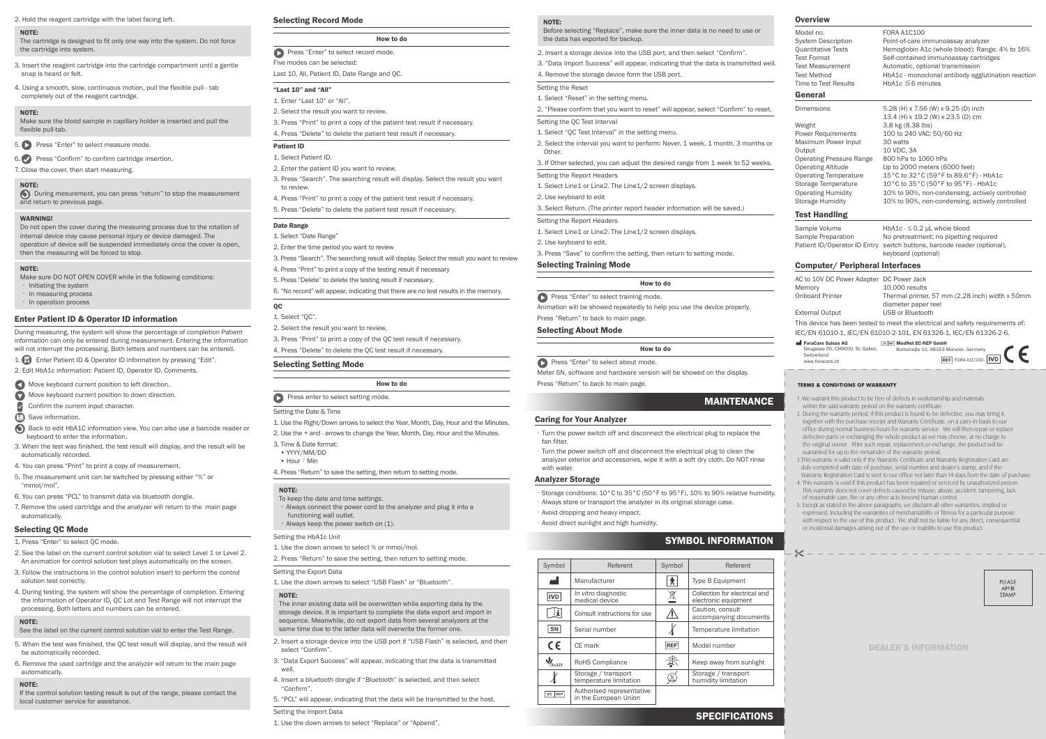2. Hold the reagent cartridge with the label facing left.

**NOTE:**
The cartridge is designed to fit only one way into the system. Do not force the cartridge into system.

3. Insert the reagent cartridge into the cartridge compartment until a gentle snap is heard or felt.
4. Using a smooth, slow, continuous motion, pull the flexible pull - tab completely out of the reagent cartridge.

**NOTE:**
Make sure the blood sample in capillary holder is inserted and pull the flexible pull-tab.

5. Press "Enter" to select measure mode.
6. Press "Confirm" to confirm cartridge insertion.
7. Close the cover, then start measuring.

**NOTE:**
During mesurement, you can press "return" to stop the measurement and return to previous page.

**WARNING!**
Do not open the cover during the measuring process due to the rotation of internal device may cause personal injury or device damaged. The operation of device will be suspended immediately once the cover is open, then the measuring will be forced to stop.

**NOTE:**
Make sure DO NOT OPEN COVER while in the following conditions:
- Initiating the system
- In measuring process
- In operation process

## Enter Patient ID & Operator ID information

During measuring, the system will show the percentage of completion Patient information can only be entered during measurement. Entering the information will not interrupt the processing. Both letters and numbers can be entered.

1. Enter Patient ID & Operator ID information by pressing "Edit".
2. Edit HbA1c information: Patient ID, Operator ID, Comments.

- Move keyboard current position to left direction.
- Move keyboard current position to down direction.
- Confirm the current input character.
- Save information.
- Back to edit HbA1C information view. You can also use a barcode reader or keyboard to enter the information.

3. When the test was finished, the test result will display, and the result will be automatically recorded.
4. You can press "Print" to print a copy of measurement.
5. The measurement unit can be switched by pressing either "%" or "mmol/mol".
6. You can press "PCL" to transmit data via bluetooth dongle.
7. Remove the used cartridge and the analyzer will return to the main page automatically.

## Selecting QC Mode

1. Press "Enter" to select QC mode.
2. See the label on the current control solution vial to select Level 1 or Level 2. An animation for control solution test plays automatically on the screen.
3. Follow the instructions in the control solution insert to perform the control solution test correctly.
4. During testing, the system will show the percentage of completion. Entering the information of Operator ID, QC Lot and Test Range will not interrupt the processing. Both letters and numbers can be entered.

**NOTE:**
See the label on the current control solution vial to enter the Test Range.

5. When the test was finished, the QC test result will display, and the result will be automatically recorded.
6. Remove the used cartridge and the analyzer will return to the main page automatically.

**NOTE:**
If the control solution testing result is out of the range, please contact the local customer service for assistance.

## Selecting Record Mode

**How to do**

Press "Enter" to select record mode.
Five modes can be selected:
Last 10, All, Patient ID, Date Range and QC.

**"Last 10" and "All"**

1. Enter "Last 10" or "All".
2. Select the result you want to review.
3. Press "Print" to print a copy of the patient test result if necessary.
4. Press "Delete" to delete the patient test result if necessary.

**Patient ID**

1. Select Patient ID.
2. Enter the patient ID you want to review.
3. Press "Search". The searching result will display. Select the result you want to review.
4. Press "Print" to print a copy of the patient test result if necessary.
5. Press "Delete" to delete the patient test result if necessary.

**Date Range**

1. Select "Date Range"
2. Enter the time period you want to review
3. Press "Search". The searching result will display. Select the result you want to review
4. Press "Print" to print a copy of the testing result if necessary
5. Press "Delete" to delete the testing result if necessary.
6. "No record" will appear, indicating that there are no test results in the memory.

**QC**

1. Select "QC".
2. Select the result you want to review.
3. Press "Print" to print a copy of the QC test result if necessary.
4. Press "Delete" to delete the QC test result if necessary.

## Selecting Setting Mode

**How to do**

Press enter to select setting mode.

Setting the Date & Time

1. Use the Right/Down arrows to select the Year, Month, Day, Hour and the Minutes.
2. Use the + and - arrows to change the Year, Month, Day, Hour and the Minutes.
3. Time & Date format:
   - YYYY/MM/DD
   - Hour：Min
4. Press "Return" to save the setting, then return to setting mode.

**NOTE:**
To keep the date and time settings:
- Always connect the power cord to the analyzer and plug it into a functioning wall outlet.
- Always keep the power switch on (1).

Setting the HbA1c Unit

1. Use the down arrows to select % or mmol/mol.
2. Press "Return" to save the setting, then return to setting mode.

Setting the Export Data

1. Use the down arrows to select "USB Flash" or "Bluetooth".

**NOTE:**
The inner existing data will be overwritten while exporting data by the storage device. It is important to complete the data export and import in sequence. Meanwhile, do not export data from several analyzers at the same time due to the latter data will overwrite the former one.

2. Insert a storage device into the USB port if "USB Flash" is selected, and then select "Confirm".
3. "Data Export Success" will appear, indicating that the data is transmitted well.
4. Insert a bluetooth dongle if "Bluetooth" is selected, and then select "Confirm".
5. "PCL" will appear, indicating that the data will be transmitted to the host.

Setting the Import Data

1. Use the down arrows to select "Replace" or "Append".

**NOTE:**
Before selecting "Replace", make sure the inner data is no need to use or the data has exported for backup.

2. Insert a storage device into the USB port, and then select "Confirm".
3. "Data Import Success" will appear, indicating that the data is transmitted well.
4. Remove the storage device form the USB port.

Setting the Reset

1. Select "Reset" in the setting menu.
2. "Please confirm that you want to reset" will appear, select "Confirm" to reset.

Setting the QC Test Interval

1. Select "QC Test Interval" in the setting menu.
2. Select the interval you want to perform: Never, 1 week, 1 month, 3 months or Other.
3. If Other selected, you can adjust the desired range from 1 week to 52 weeks.

Setting the Report Headers

1. Select Line1 or Line2. The Line1/2 screen displays.
2. Use keyboard to edit
3. Select Return. (The printer report header information will be saved.)

Setting the Report Headers

1. Select Line1 or Line2. The Line1/2 screen displays.
2. Use keyboard to edit.
3. Press "Save" to confirm the setting, then return to setting mode.

## Selecting Training Mode

**How to do**

Press "Enter" to select training mode.
Animation will be showed repeatedly to help you use the device properly.
Press "Return" to back to main page.

## Selecting About Mode

**How to do**

Press "Enter" to select about mode.
Meter SN, software and hardware version will be showed on the display.
Press "Return" to back to main page.

# MAINTENANCE

## Caring for Your Analyzer

- Turn the power switch off and disconnect the electrical plug to replace the fan filter.
- Turn the power switch off and disconnect the electrical plug to clean the analyzer exterior and accessories, wipe it with a soft dry cloth. Do NOT rinse with water.

## Analyzer Storage

- Storage conditions: 10°C to 35°C (50°F to 95°F), 10% to 90% relative humidity.
- Always store or transport the analyzer in its original storage case.
- Avoid dropping and heavy impact.
- Avoid direct sunlight and high humidity.

# SYMBOL INFORMATION

| Symbol | Referent | Symbol | Referent |
|---|---|---|---|
| | Manufacturer | | Type B Equipment |
| IVD | *In vitro* diagnostic medical device | | Collection for electrical and electronic equipment |
| | Consult instructions for use | | Caution, consult accompanying documents |
| SN | Serial number | | Temperature limitation |
| CE | CE mark | REF | Model number |
| RoHS | RoHS Compliance | | Keep away from sunlight |
| | Storage / transport temperature limitation | | Storage / transport humidity limitation |
| EC REP | Authorised representative in the European Union | | |

# SPECIFICATIONS

## Overview

| | |
|---|---|
| Model no. | FORA A1C100 |
| System Description | Point-of-care immunoassay analyzer |
| Quantitative Tests | Hemoglobin A1c (whole blood): Range: 4% to 16% |
| Test Format | Self-contained immunoassay cartridges |
| Test Measurement | Automatic, optional transmission |
| Test Method | HbA1c - monoclonal antibody agglutination reaction |
| Time to Test Results | HbA1c ≦6 minutes |

## General

| | |
|---|---|
| Dimensions | 5.28 (H) x 7.56 (W) x 9.25 (D) inch<br>13.4 (H) x 19.2 (W) x 23.5 (D) cm |
| Weight | 3.8 kg (8.38 lbs) |
| Power Requirements | 100 to 240 VAC; 50/60 Hz |
| Maximum Power Input | 30 watts |
| Output | 10 VDC, 3A |
| Operating Pressure Range | 800 hPa to 1060 hPa |
| Operating Altitude | Up to 2000 meters (6000 feet) |
| Operating Temperature | 15°C to 32°C (59°F to 89.6°F) - HbA1c |
| Storage Temperature | 10°C to 35°C (50°F to 95°F) - HbA1c |
| Operating Humidity | 10% to 90%, non-condensing, actively controlled |
| Storage Humidity | 10% to 90%, non-condensing, actively controlled |

## Test Handling

| | |
|---|---|
| Sample Volume | HbA1c - ≤ 0.2 μL whole blood |
| Sample Preparation | No pretreatment; no pipetting required |
| Patient ID/Operator ID Entry | switch buttons, barcode reader (optional), keyboard (optional) |

## Computer/ Peripheral Interfaces

| | |
|---|---|
| AC to 10V DC Power Adapter | DC Power Jack |
| Memory | 10,000 results |
| Onboard Printer | Thermal printer, 57 mm (2.28 inch) width x 50mm diameter paper reel |
| External Output | USB or Bluetooth |

This device has been tested to meet the electrical and safety requirements of: IEC/EN 61010-1, IEC/EN 61010-2-101, EN 61326-1, IEC/EN 61326-2-6.

**ForaCare Suisse AG**
Neugasse 55, CH9000, St. Gallen, Switzerland
www.foracare.ch

EC REP **MedNet EC-REP GmbH**
Borkstraße 10, 48163 Münster, Germany

REF FORA A1C100 IVD CE

**TERMS & CONDITIONS OF WARRANTY**

1. We warrant this product to be free of defects in workmanship and materials within the said warranty period on the warranty certificate.
2. During the warranty period, if this product is found to be defective, you may bring it, together with the purchase receipt and Warranty Certificate, on a carry-in basis to our office during normal business hours for warranty service. We will then repair or replace defective parts or exchanging the whole product as we may choose, at no charge to the original owner. After such repair, replacement or exchange, the product will be warranted for up to the remainder of the warranty period.
3. This warranty is valid only if the Warranty Certificate and Warranty Registration Card are duly completed with date of purchase, serial number and dealer's stamp, and if the Warranty Registration Card is sent to our office not later than 14 days from the date of purchase.
4. This warranty is void if this product has been repaired or serviced by unauthorized person. This warranty does not cover defects caused by misuse, abuse, accident, tampering, lack of reasonable care, fire or any other acts beyond human control.
5. Except as stated in the above paragraphs, we disclaim all other warranties, implied or expressed, including the warranties of merchantability or fitness for a particular purpose with respect to the use of this product. We shall not be liable for any direct, consequential or incidental damages arising out of the use or inability to use this product.

PLEASE AFFIX STAMP

DEALER'S INFORMATION